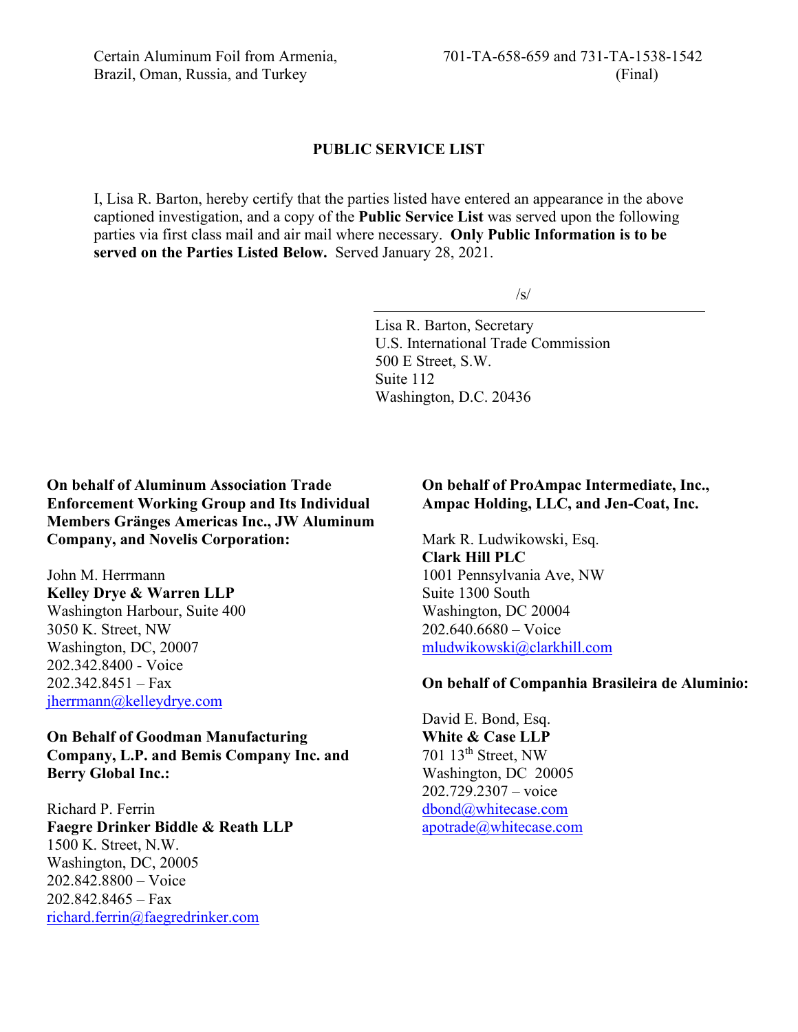Certain Aluminum Foil from Armenia, Brazil, Oman, Russia, and Turkey

701-TA-658-659 and 731-TA-1538-1542 (Final)

## PUBLIC SERVICE LIST

I, Lisa R. Barton, hereby certify that the parties listed have entered an appearance in the above captioned investigation, and a copy of the **Public Service List** was served upon the following parties via first class mail and air mail where necessary. **Only Public Information is to be served on the Parties Listed Below.** Served January 28, 2021.

/s/

Lisa R. Barton, Secretary
U.S. International Trade Commission
500 E Street, S.W.
Suite 112
Washington, D.C. 20436

**On behalf of Aluminum Association Trade Enforcement Working Group and Its Individual Members Gränges Americas Inc., JW Aluminum Company, and Novelis Corporation:**

John M. Herrmann
**Kelley Drye & Warren LLP**
Washington Harbour, Suite 400
3050 K. Street, NW
Washington, DC, 20007
202.342.8400 - Voice
202.342.8451 – Fax
jherrmann@kelleydrye.com

**On Behalf of Goodman Manufacturing Company, L.P. and Bemis Company Inc. and Berry Global Inc.:**

Richard P. Ferrin
**Faegre Drinker Biddle & Reath LLP**
1500 K. Street, N.W.
Washington, DC, 20005
202.842.8800 – Voice
202.842.8465 – Fax
richard.ferrin@faegredrinker.com

**On behalf of ProAmpac Intermediate, Inc., Ampac Holding, LLC, and Jen-Coat, Inc.**

Mark R. Ludwikowski, Esq.
**Clark Hill PLC**
1001 Pennsylvania Ave, NW
Suite 1300 South
Washington, DC 20004
202.640.6680 – Voice
mludwikowski@clarkhill.com

**On behalf of Companhia Brasileira de Aluminio:**

David E. Bond, Esq.
**White & Case LLP**
701 13th Street, NW
Washington, DC 20005
202.729.2307 – voice
dbond@whitecase.com
apotrade@whitecase.com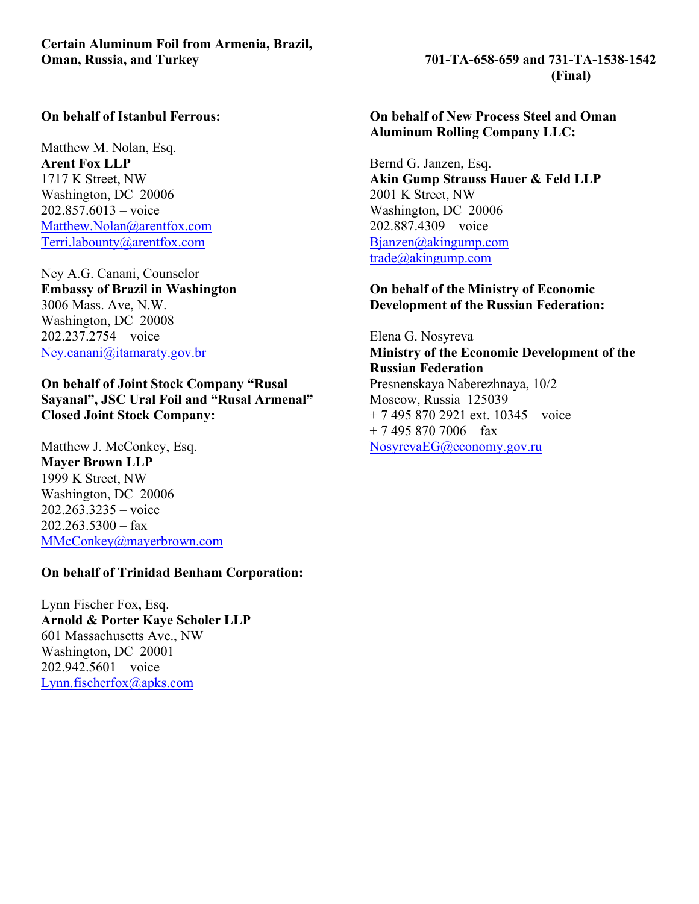**Certain Aluminum Foil from Armenia, Brazil, Oman, Russia, and Turkey**

**701-TA-658-659 and 731-TA-1538-1542 (Final)**

**On behalf of Istanbul Ferrous:**

Matthew M. Nolan, Esq.
**Arent Fox LLP**
1717 K Street, NW
Washington, DC 20006
202.857.6013 – voice
Matthew.Nolan@arentfox.com
Terri.labounty@arentfox.com

Ney A.G. Canani, Counselor
**Embassy of Brazil in Washington**
3006 Mass. Ave, N.W.
Washington, DC 20008
202.237.2754 – voice
Ney.canani@itamaraty.gov.br

**On behalf of Joint Stock Company "Rusal Sayanal", JSC Ural Foil and "Rusal Armenal" Closed Joint Stock Company:**

Matthew J. McConkey, Esq.
**Mayer Brown LLP**
1999 K Street, NW
Washington, DC 20006
202.263.3235 – voice
202.263.5300 – fax
MMcConkey@mayerbrown.com

**On behalf of Trinidad Benham Corporation:**

Lynn Fischer Fox, Esq.
**Arnold & Porter Kaye Scholer LLP**
601 Massachusetts Ave., NW
Washington, DC 20001
202.942.5601 – voice
Lynn.fischerfox@apks.com

**On behalf of New Process Steel and Oman Aluminum Rolling Company LLC:**

Bernd G. Janzen, Esq.
**Akin Gump Strauss Hauer & Feld LLP**
2001 K Street, NW
Washington, DC 20006
202.887.4309 – voice
Bjanzen@akingump.com
trade@akingump.com

**On behalf of the Ministry of Economic Development of the Russian Federation:**

Elena G. Nosyreva
**Ministry of the Economic Development of the Russian Federation**
Presnenskaya Naberezhnaya, 10/2
Moscow, Russia 125039
+ 7 495 870 2921 ext. 10345 – voice
+ 7 495 870 7006 – fax
NosyrevaEG@economy.gov.ru